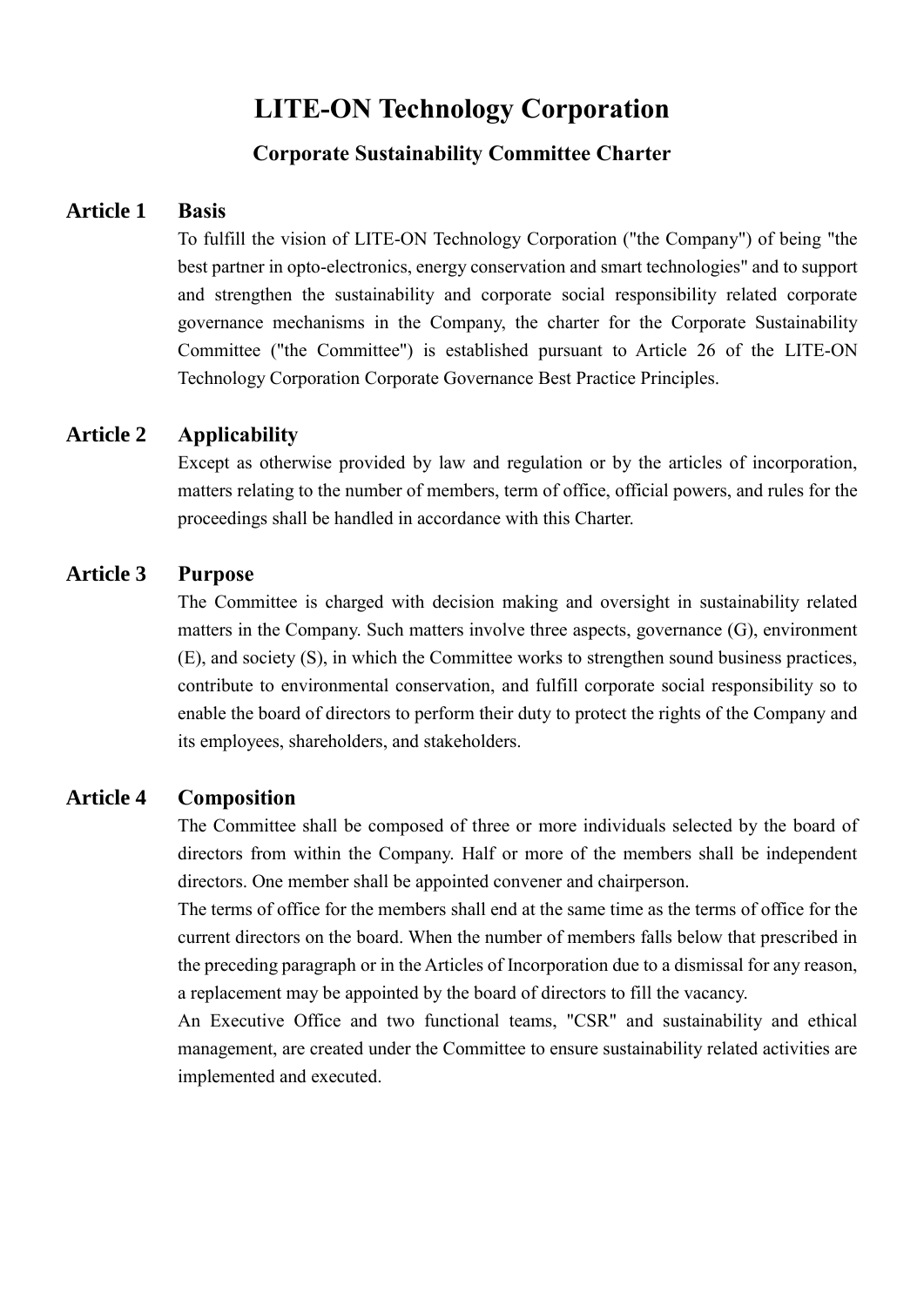# LITE-ON Technology Corporation

## Corporate Sustainability Committee Charter

### Article 1 Basis

To fulfill the vision of LITE-ON Technology Corporation ("the Company") of being "the best partner in opto-electronics, energy conservation and smart technologies" and to support and strengthen the sustainability and corporate social responsibility related corporate governance mechanisms in the Company, the charter for the Corporate Sustainability Committee ("the Committee") is established pursuant to Article 26 of the LITE-ON Technology Corporation Corporate Governance Best Practice Principles.

### Article 2 Applicability

Except as otherwise provided by law and regulation or by the articles of incorporation, matters relating to the number of members, term of office, official powers, and rules for the proceedings shall be handled in accordance with this Charter.

### Article 3 Purpose

The Committee is charged with decision making and oversight in sustainability related matters in the Company. Such matters involve three aspects, governance (G), environment (E), and society (S), in which the Committee works to strengthen sound business practices, contribute to environmental conservation, and fulfill corporate social responsibility so to enable the board of directors to perform their duty to protect the rights of the Company and its employees, shareholders, and stakeholders.

### Article 4 Composition

The Committee shall be composed of three or more individuals selected by the board of directors from within the Company. Half or more of the members shall be independent directors. One member shall be appointed convener and chairperson.

The terms of office for the members shall end at the same time as the terms of office for the current directors on the board. When the number of members falls below that prescribed in the preceding paragraph or in the Articles of Incorporation due to a dismissal for any reason, a replacement may be appointed by the board of directors to fill the vacancy.

An Executive Office and two functional teams, "CSR" and sustainability and ethical management, are created under the Committee to ensure sustainability related activities are implemented and executed.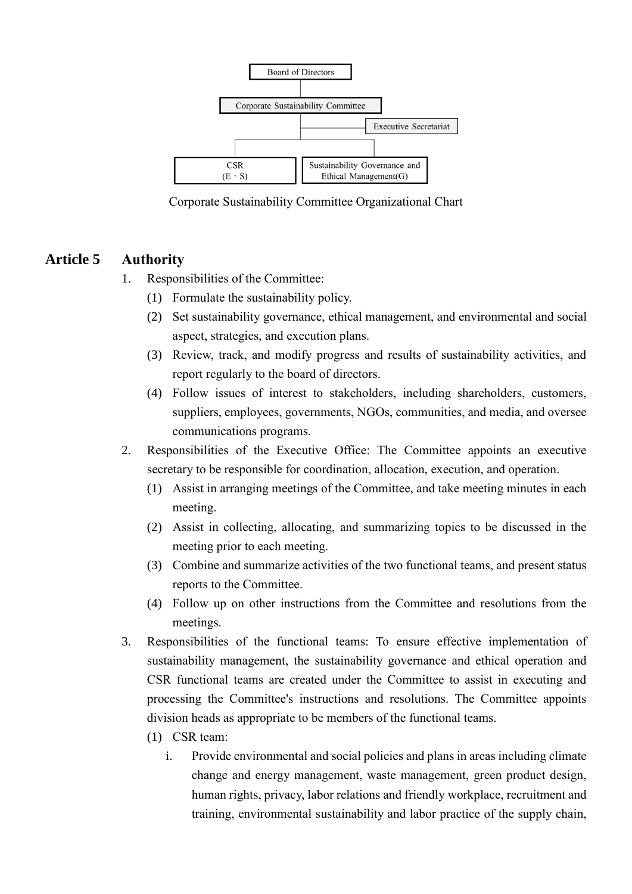Board of Directors

Corporate Sustainability Committee

Executive Secretariat

CSR (E、S) | Sustainability Governance and Ethical Management(G)

Corporate Sustainability Committee Organizational Chart

## Article 5 Authority

1. Responsibilities of the Committee:
   (1) Formulate the sustainability policy.
   (2) Set sustainability governance, ethical management, and environmental and social aspect, strategies, and execution plans.
   (3) Review, track, and modify progress and results of sustainability activities, and report regularly to the board of directors.
   (4) Follow issues of interest to stakeholders, including shareholders, customers, suppliers, employees, governments, NGOs, communities, and media, and oversee communications programs.
2. Responsibilities of the Executive Office: The Committee appoints an executive secretary to be responsible for coordination, allocation, execution, and operation.
   (1) Assist in arranging meetings of the Committee, and take meeting minutes in each meeting.
   (2) Assist in collecting, allocating, and summarizing topics to be discussed in the meeting prior to each meeting.
   (3) Combine and summarize activities of the two functional teams, and present status reports to the Committee.
   (4) Follow up on other instructions from the Committee and resolutions from the meetings.
3. Responsibilities of the functional teams: To ensure effective implementation of sustainability management, the sustainability governance and ethical operation and CSR functional teams are created under the Committee to assist in executing and processing the Committee's instructions and resolutions. The Committee appoints division heads as appropriate to be members of the functional teams.
   (1) CSR team:
      i. Provide environmental and social policies and plans in areas including climate change and energy management, waste management, green product design, human rights, privacy, labor relations and friendly workplace, recruitment and training, environmental sustainability and labor practice of the supply chain,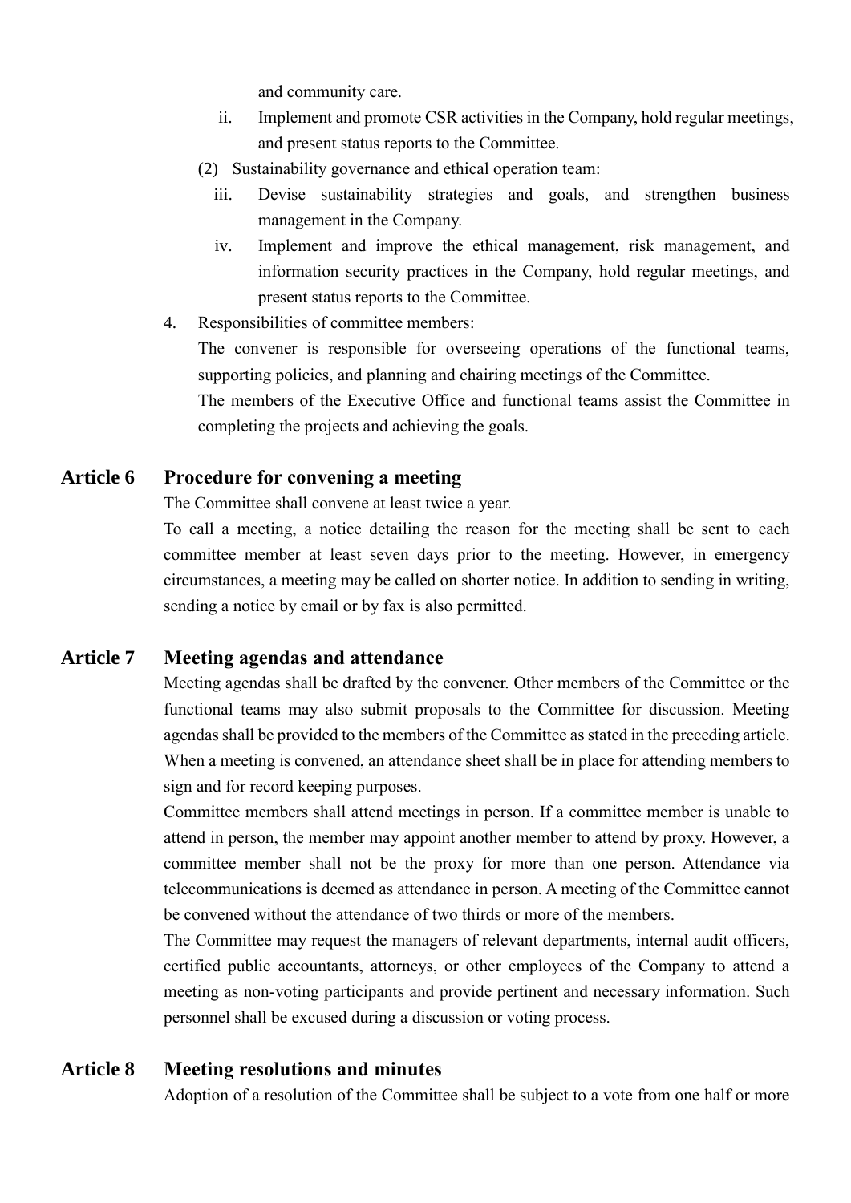and community care.

ii. Implement and promote CSR activities in the Company, hold regular meetings, and present status reports to the Committee.

(2) Sustainability governance and ethical operation team:

iii. Devise sustainability strategies and goals, and strengthen business management in the Company.

iv. Implement and improve the ethical management, risk management, and information security practices in the Company, hold regular meetings, and present status reports to the Committee.

4. Responsibilities of committee members:

The convener is responsible for overseeing operations of the functional teams, supporting policies, and planning and chairing meetings of the Committee.

The members of the Executive Office and functional teams assist the Committee in completing the projects and achieving the goals.

## Article 6 Procedure for convening a meeting

The Committee shall convene at least twice a year.

To call a meeting, a notice detailing the reason for the meeting shall be sent to each committee member at least seven days prior to the meeting. However, in emergency circumstances, a meeting may be called on shorter notice. In addition to sending in writing, sending a notice by email or by fax is also permitted.

## Article 7 Meeting agendas and attendance

Meeting agendas shall be drafted by the convener. Other members of the Committee or the functional teams may also submit proposals to the Committee for discussion. Meeting agendas shall be provided to the members of the Committee as stated in the preceding article. When a meeting is convened, an attendance sheet shall be in place for attending members to sign and for record keeping purposes.

Committee members shall attend meetings in person. If a committee member is unable to attend in person, the member may appoint another member to attend by proxy. However, a committee member shall not be the proxy for more than one person. Attendance via telecommunications is deemed as attendance in person. A meeting of the Committee cannot be convened without the attendance of two thirds or more of the members.

The Committee may request the managers of relevant departments, internal audit officers, certified public accountants, attorneys, or other employees of the Company to attend a meeting as non-voting participants and provide pertinent and necessary information. Such personnel shall be excused during a discussion or voting process.

## Article 8 Meeting resolutions and minutes

Adoption of a resolution of the Committee shall be subject to a vote from one half or more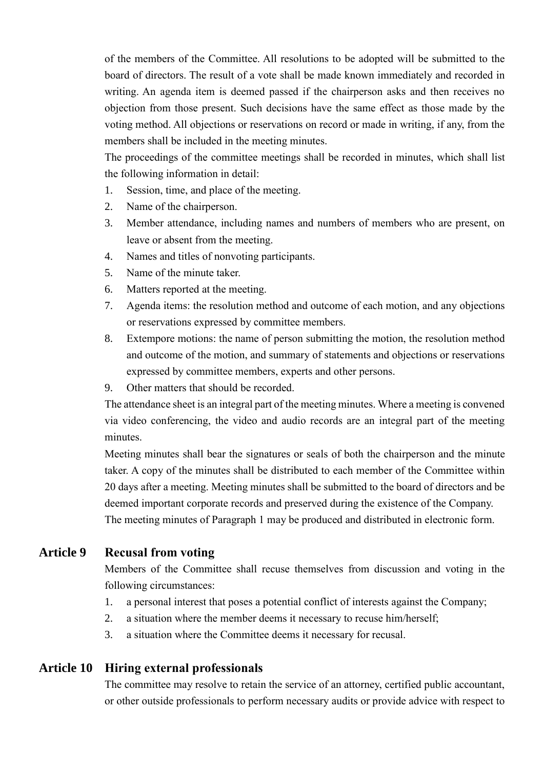of the members of the Committee. All resolutions to be adopted will be submitted to the board of directors. The result of a vote shall be made known immediately and recorded in writing. An agenda item is deemed passed if the chairperson asks and then receives no objection from those present. Such decisions have the same effect as those made by the voting method. All objections or reservations on record or made in writing, if any, from the members shall be included in the meeting minutes.

The proceedings of the committee meetings shall be recorded in minutes, which shall list the following information in detail:

1. Session, time, and place of the meeting.
2. Name of the chairperson.
3. Member attendance, including names and numbers of members who are present, on leave or absent from the meeting.
4. Names and titles of nonvoting participants.
5. Name of the minute taker.
6. Matters reported at the meeting.
7. Agenda items: the resolution method and outcome of each motion, and any objections or reservations expressed by committee members.
8. Extempore motions: the name of person submitting the motion, the resolution method and outcome of the motion, and summary of statements and objections or reservations expressed by committee members, experts and other persons.
9. Other matters that should be recorded.

The attendance sheet is an integral part of the meeting minutes. Where a meeting is convened via video conferencing, the video and audio records are an integral part of the meeting minutes.

Meeting minutes shall bear the signatures or seals of both the chairperson and the minute taker. A copy of the minutes shall be distributed to each member of the Committee within 20 days after a meeting. Meeting minutes shall be submitted to the board of directors and be deemed important corporate records and preserved during the existence of the Company.

The meeting minutes of Paragraph 1 may be produced and distributed in electronic form.

## Article 9 Recusal from voting

Members of the Committee shall recuse themselves from discussion and voting in the following circumstances:

1. a personal interest that poses a potential conflict of interests against the Company;
2. a situation where the member deems it necessary to recuse him/herself;
3. a situation where the Committee deems it necessary for recusal.

## Article 10 Hiring external professionals

The committee may resolve to retain the service of an attorney, certified public accountant, or other outside professionals to perform necessary audits or provide advice with respect to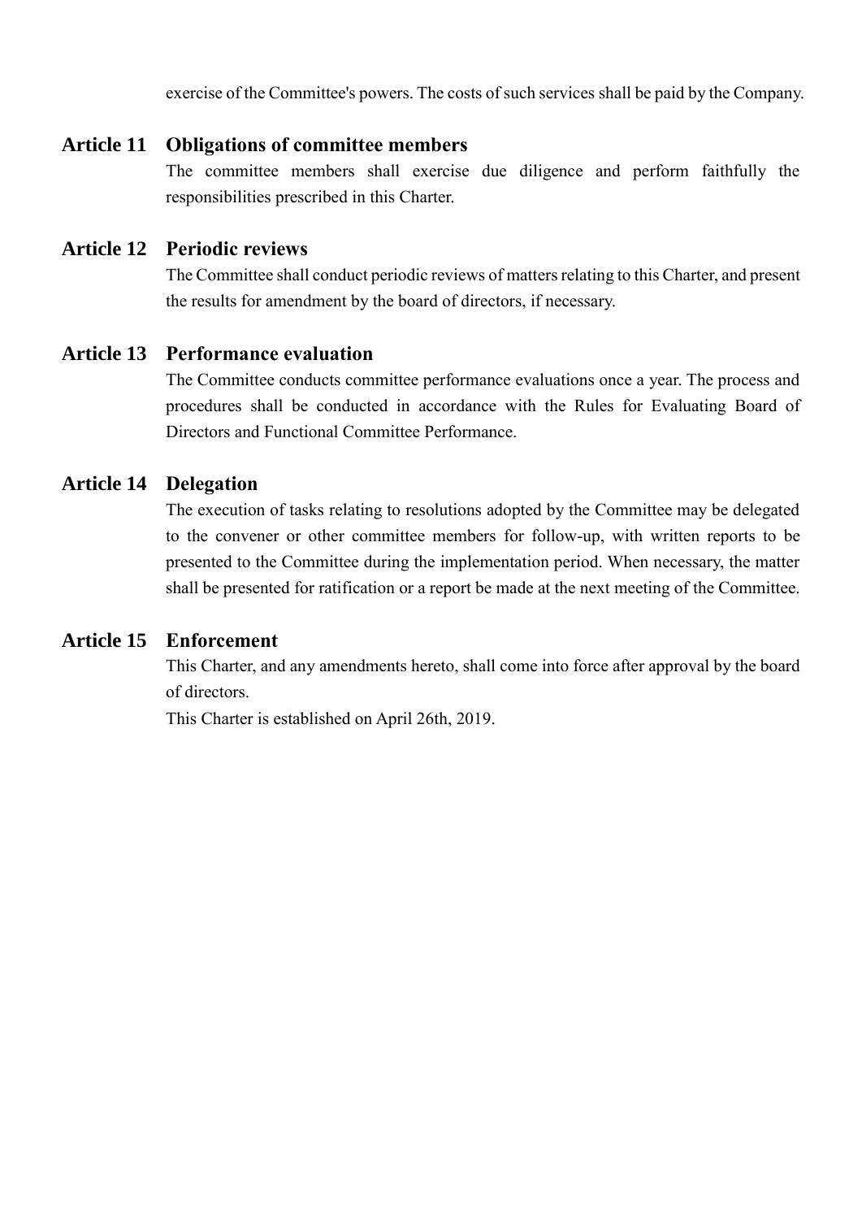exercise of the Committee's powers. The costs of such services shall be paid by the Company.

## Article 11 Obligations of committee members

The committee members shall exercise due diligence and perform faithfully the responsibilities prescribed in this Charter.

## Article 12 Periodic reviews

The Committee shall conduct periodic reviews of matters relating to this Charter, and present the results for amendment by the board of directors, if necessary.

## Article 13 Performance evaluation

The Committee conducts committee performance evaluations once a year. The process and procedures shall be conducted in accordance with the Rules for Evaluating Board of Directors and Functional Committee Performance.

## Article 14 Delegation

The execution of tasks relating to resolutions adopted by the Committee may be delegated to the convener or other committee members for follow-up, with written reports to be presented to the Committee during the implementation period. When necessary, the matter shall be presented for ratification or a report be made at the next meeting of the Committee.

## Article 15 Enforcement

This Charter, and any amendments hereto, shall come into force after approval by the board of directors.

This Charter is established on April 26th, 2019.